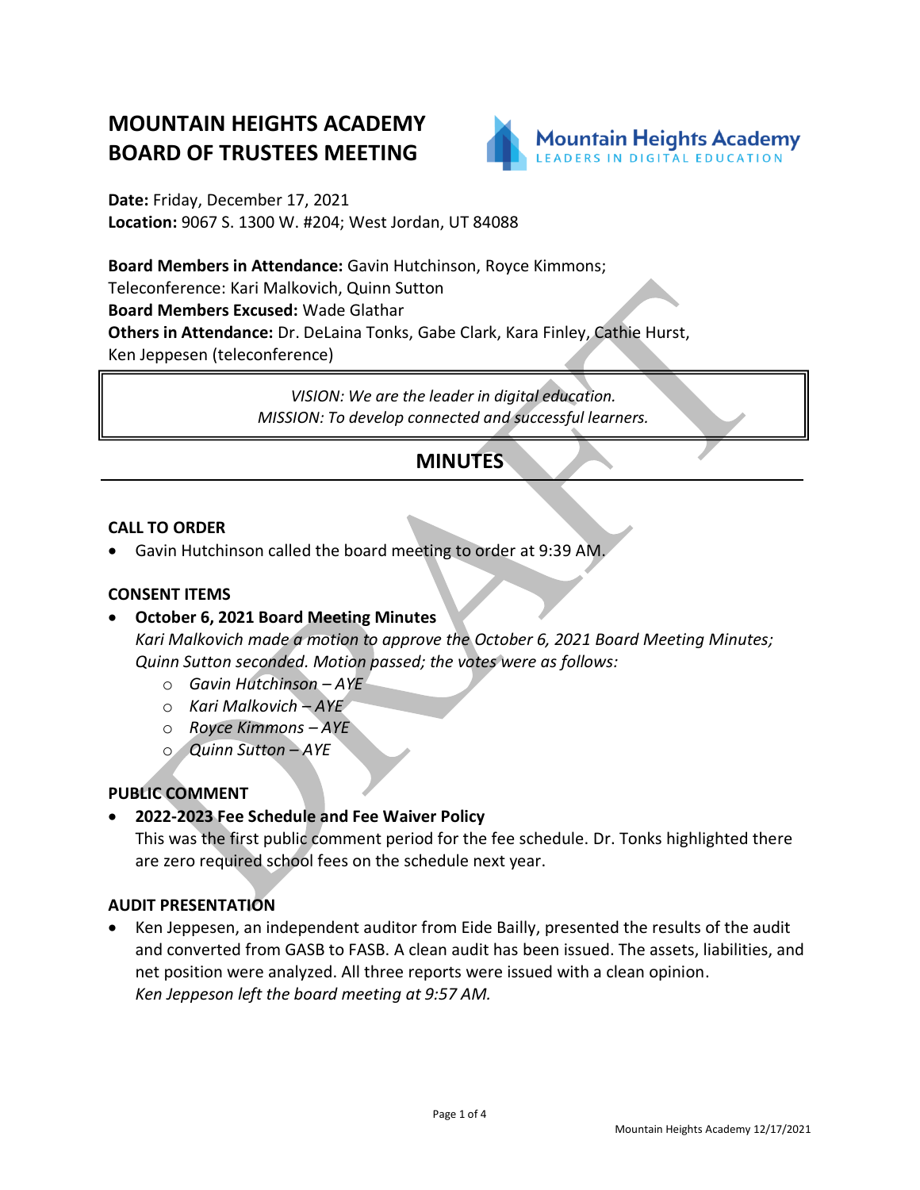# MOUNTAIN HEIGHTS ACADEMY BOARD OF TRUSTEES MEETING

Mountain Heights Academy
LEADERS IN DIGITAL EDUCATION

**Date:** Friday, December 17, 2021
**Location:** 9067 S. 1300 W. #204; West Jordan, UT 84088

**Board Members in Attendance:** Gavin Hutchinson, Royce Kimmons;
Teleconference: Kari Malkovich, Quinn Sutton
**Board Members Excused:** Wade Glathar
**Others in Attendance:** Dr. DeLaina Tonks, Gabe Clark, Kara Finley, Cathie Hurst, Ken Jeppesen (teleconference)

*VISION: We are the leader in digital education.*
*MISSION: To develop connected and successful learners.*

## MINUTES

### CALL TO ORDER

- Gavin Hutchinson called the board meeting to order at 9:39 AM.

### CONSENT ITEMS

- **October 6, 2021 Board Meeting Minutes**
  *Kari Malkovich made a motion to approve the October 6, 2021 Board Meeting Minutes; Quinn Sutton seconded. Motion passed; the votes were as follows:*
  - *Gavin Hutchinson – AYE*
  - *Kari Malkovich – AYE*
  - *Royce Kimmons – AYE*
  - *Quinn Sutton – AYE*

### PUBLIC COMMENT

- **2022-2023 Fee Schedule and Fee Waiver Policy**
  This was the first public comment period for the fee schedule. Dr. Tonks highlighted there are zero required school fees on the schedule next year.

### AUDIT PRESENTATION

- Ken Jeppesen, an independent auditor from Eide Bailly, presented the results of the audit and converted from GASB to FASB. A clean audit has been issued. The assets, liabilities, and net position were analyzed. All three reports were issued with a clean opinion.
  *Ken Jeppeson left the board meeting at 9:57 AM.*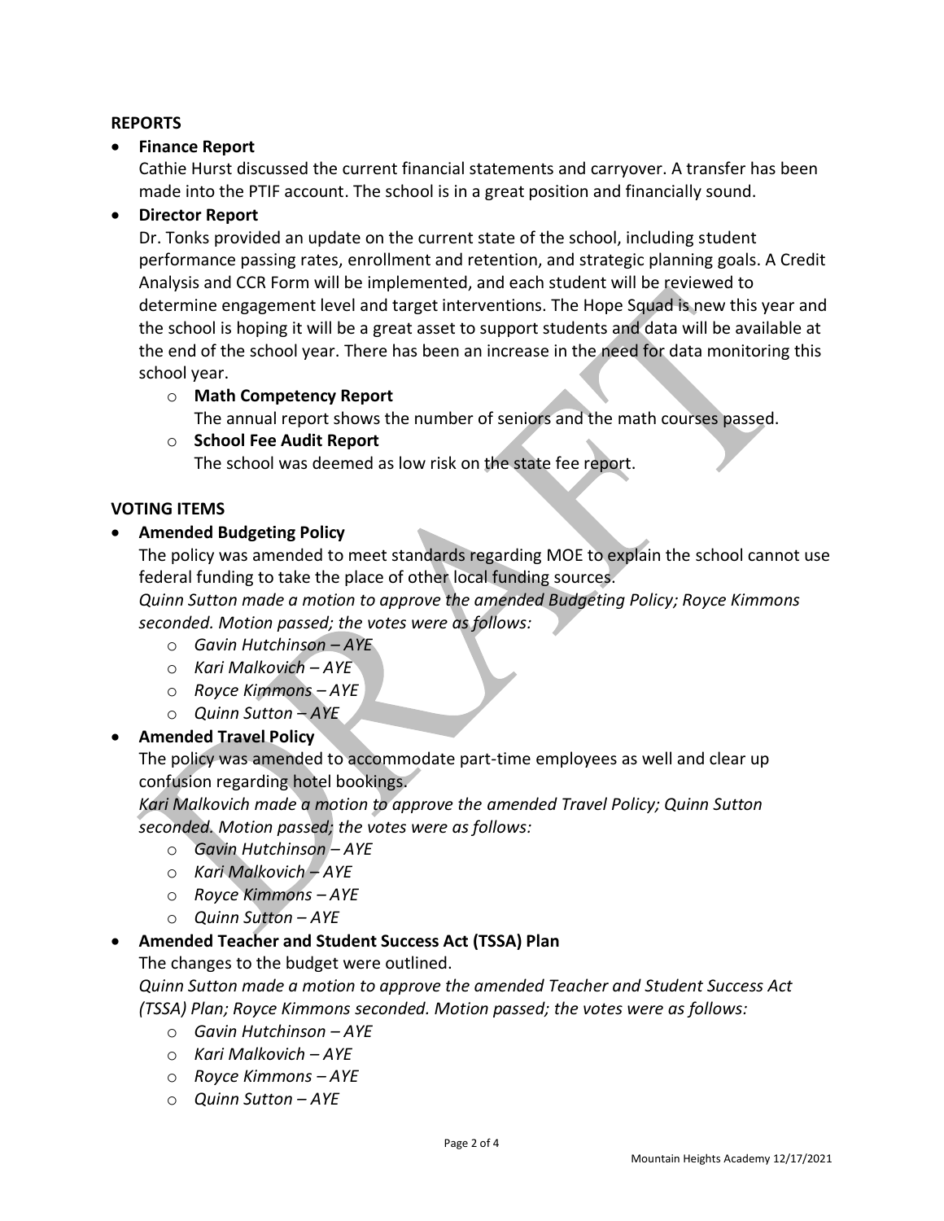## REPORTS

- **Finance Report**
  Cathie Hurst discussed the current financial statements and carryover. A transfer has been made into the PTIF account. The school is in a great position and financially sound.
- **Director Report**
  Dr. Tonks provided an update on the current state of the school, including student performance passing rates, enrollment and retention, and strategic planning goals. A Credit Analysis and CCR Form will be implemented, and each student will be reviewed to determine engagement level and target interventions. The Hope Squad is new this year and the school is hoping it will be a great asset to support students and data will be available at the end of the school year. There has been an increase in the need for data monitoring this school year.
  - **Math Competency Report**
    The annual report shows the number of seniors and the math courses passed.
  - **School Fee Audit Report**
    The school was deemed as low risk on the state fee report.

## VOTING ITEMS

- **Amended Budgeting Policy**
  The policy was amended to meet standards regarding MOE to explain the school cannot use federal funding to take the place of other local funding sources.
  *Quinn Sutton made a motion to approve the amended Budgeting Policy; Royce Kimmons seconded. Motion passed; the votes were as follows:*
  - *Gavin Hutchinson – AYE*
  - *Kari Malkovich – AYE*
  - *Royce Kimmons – AYE*
  - *Quinn Sutton – AYE*
- **Amended Travel Policy**
  The policy was amended to accommodate part-time employees as well and clear up confusion regarding hotel bookings.
  *Kari Malkovich made a motion to approve the amended Travel Policy; Quinn Sutton seconded. Motion passed; the votes were as follows:*
  - *Gavin Hutchinson – AYE*
  - *Kari Malkovich – AYE*
  - *Royce Kimmons – AYE*
  - *Quinn Sutton – AYE*
- **Amended Teacher and Student Success Act (TSSA) Plan**
  The changes to the budget were outlined.
  *Quinn Sutton made a motion to approve the amended Teacher and Student Success Act (TSSA) Plan; Royce Kimmons seconded. Motion passed; the votes were as follows:*
  - *Gavin Hutchinson – AYE*
  - *Kari Malkovich – AYE*
  - *Royce Kimmons – AYE*
  - *Quinn Sutton – AYE*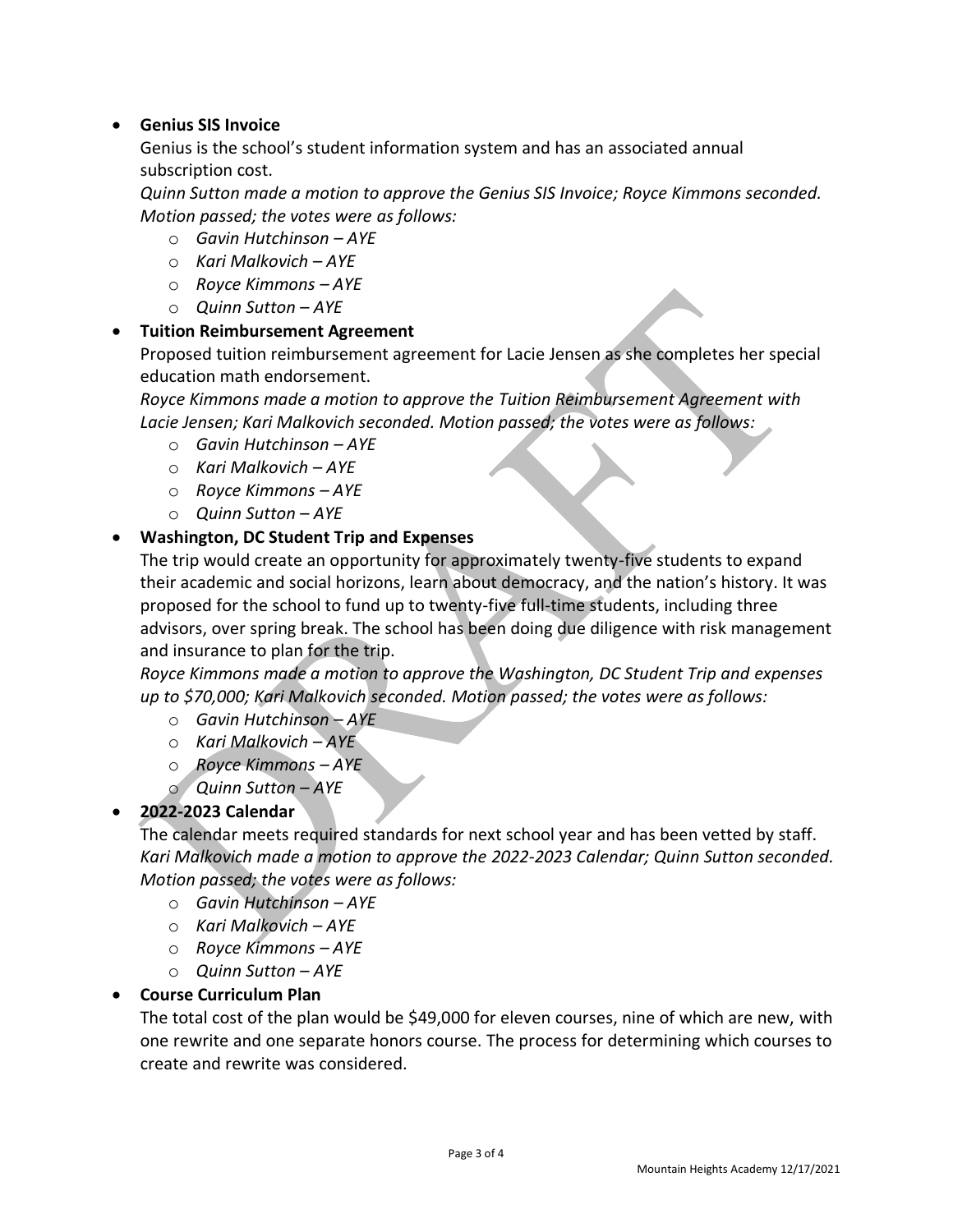- **Genius SIS Invoice**

  Genius is the school's student information system and has an associated annual subscription cost.

  *Quinn Sutton made a motion to approve the Genius SIS Invoice; Royce Kimmons seconded. Motion passed; the votes were as follows:*

  - *Gavin Hutchinson – AYE*
  - *Kari Malkovich – AYE*
  - *Royce Kimmons – AYE*
  - *Quinn Sutton – AYE*

- **Tuition Reimbursement Agreement**

  Proposed tuition reimbursement agreement for Lacie Jensen as she completes her special education math endorsement.

  *Royce Kimmons made a motion to approve the Tuition Reimbursement Agreement with Lacie Jensen; Kari Malkovich seconded. Motion passed; the votes were as follows:*

  - *Gavin Hutchinson – AYE*
  - *Kari Malkovich – AYE*
  - *Royce Kimmons – AYE*
  - *Quinn Sutton – AYE*

- **Washington, DC Student Trip and Expenses**

  The trip would create an opportunity for approximately twenty-five students to expand their academic and social horizons, learn about democracy, and the nation's history. It was proposed for the school to fund up to twenty-five full-time students, including three advisors, over spring break. The school has been doing due diligence with risk management and insurance to plan for the trip.

  *Royce Kimmons made a motion to approve the Washington, DC Student Trip and expenses up to $70,000; Kari Malkovich seconded. Motion passed; the votes were as follows:*

  - *Gavin Hutchinson – AYE*
  - *Kari Malkovich – AYE*
  - *Royce Kimmons – AYE*
  - *Quinn Sutton – AYE*

- **2022-2023 Calendar**

  The calendar meets required standards for next school year and has been vetted by staff.

  *Kari Malkovich made a motion to approve the 2022-2023 Calendar; Quinn Sutton seconded. Motion passed; the votes were as follows:*

  - *Gavin Hutchinson – AYE*
  - *Kari Malkovich – AYE*
  - *Royce Kimmons – AYE*
  - *Quinn Sutton – AYE*

- **Course Curriculum Plan**

  The total cost of the plan would be $49,000 for eleven courses, nine of which are new, with one rewrite and one separate honors course. The process for determining which courses to create and rewrite was considered.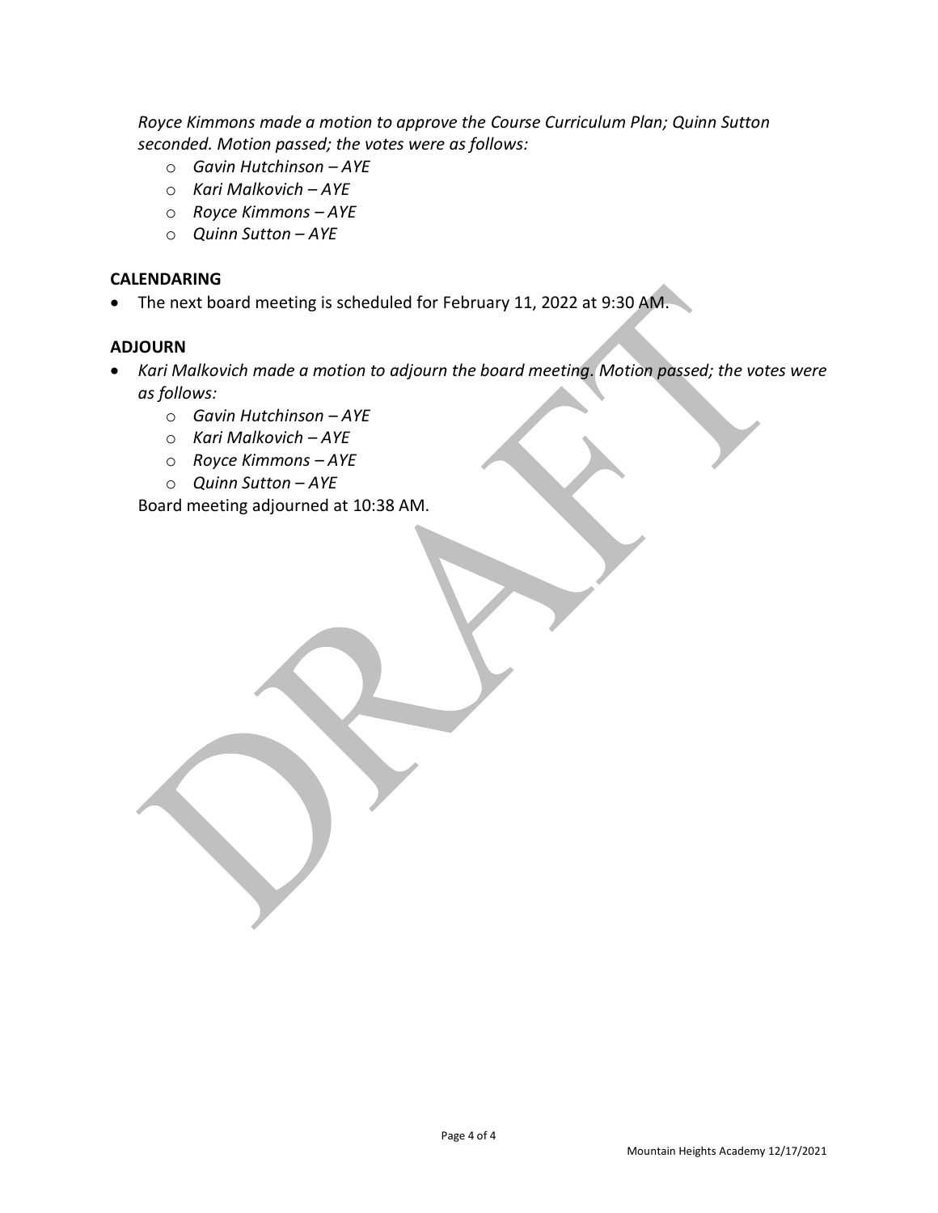*Royce Kimmons made a motion to approve the Course Curriculum Plan; Quinn Sutton seconded. Motion passed; the votes were as follows:*

- *Gavin Hutchinson – AYE*
- *Kari Malkovich – AYE*
- *Royce Kimmons – AYE*
- *Quinn Sutton – AYE*

## CALENDARING

- The next board meeting is scheduled for February 11, 2022 at 9:30 AM.

## ADJOURN

- *Kari Malkovich made a motion to adjourn the board meeting. Motion passed; the votes were as follows:*
  - *Gavin Hutchinson – AYE*
  - *Kari Malkovich – AYE*
  - *Royce Kimmons – AYE*
  - *Quinn Sutton – AYE*

  Board meeting adjourned at 10:38 AM.

DRAFT